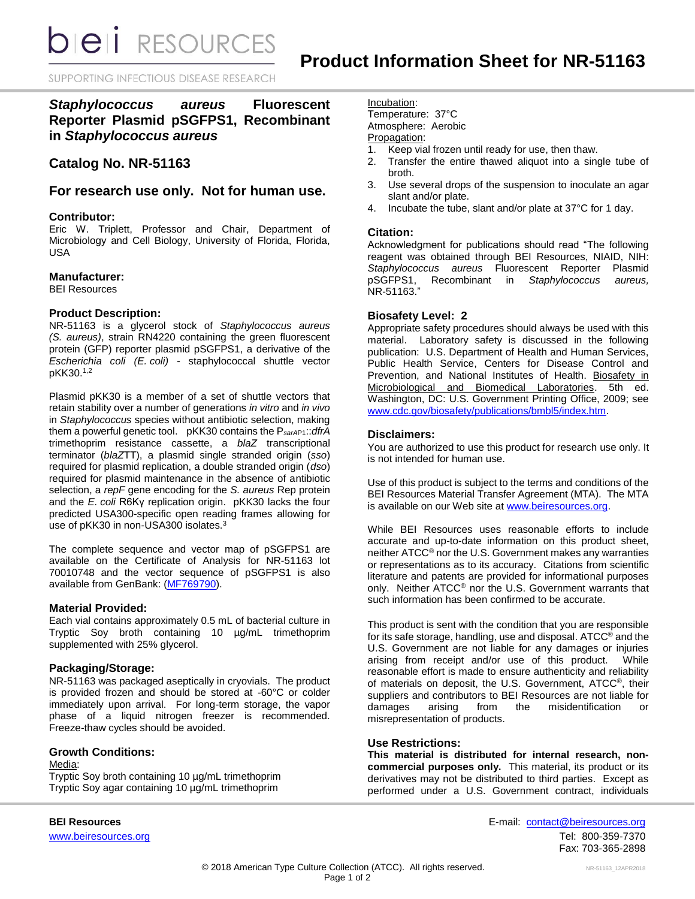# Product Information Sheet for NR-51163

## *Staphylococcus aureus* Fluorescent Reporter Plasmid pSGFPS1, Recombinant in *Staphylococcus aureus*

## Catalog No. NR-51163

## For research use only. Not for human use.

### Contributor:

Eric W. Triplett, Professor and Chair, Department of Microbiology and Cell Biology, University of Florida, Florida, USA

### Manufacturer:

BEI Resources

### Product Description:

NR-51163 is a glycerol stock of *Staphylococcus aureus (S. aureus)*, strain RN4220 containing the green fluorescent protein (GFP) reporter plasmid pSGFPS1, a derivative of the *Escherichia coli (E. coli)* - staphylococcal shuttle vector pKK30.[1,2]

Plasmid pKK30 is a member of a set of shuttle vectors that retain stability over a number of generations *in vitro* and *in vivo* in *Staphylococcus* species without antibiotic selection, making them a powerful genetic tool. pKK30 contains the $P_{sarAP1}$::*dfrA* trimethoprim resistance cassette, a *blaZ* transcriptional terminator (*blaZ*TT), a plasmid single stranded origin (*sso*) required for plasmid replication, a double stranded origin (*dso*) required for plasmid maintenance in the absence of antibiotic selection, a *repF* gene encoding for the *S. aureus* Rep protein and the *E. coli* R6Kγ replication origin. pKK30 lacks the four predicted USA300-specific open reading frames allowing for use of pKK30 in non-USA300 isolates.[3]

The complete sequence and vector map of pSGFPS1 are available on the Certificate of Analysis for NR-51163 lot 70010748 and the vector sequence of pSGFPS1 is also available from GenBank: (MF769790).

### Material Provided:

Each vial contains approximately 0.5 mL of bacterial culture in Tryptic Soy broth containing 10 µg/mL trimethoprim supplemented with 25% glycerol.

### Packaging/Storage:

NR-51163 was packaged aseptically in cryovials. The product is provided frozen and should be stored at -60°C or colder immediately upon arrival. For long-term storage, the vapor phase of a liquid nitrogen freezer is recommended. Freeze-thaw cycles should be avoided.

### Growth Conditions:

Media:
Tryptic Soy broth containing 10 µg/mL trimethoprim
Tryptic Soy agar containing 10 µg/mL trimethoprim

Incubation:
Temperature: 37°C
Atmosphere: Aerobic

Propagation:

1. Keep vial frozen until ready for use, then thaw.
2. Transfer the entire thawed aliquot into a single tube of broth.
3. Use several drops of the suspension to inoculate an agar slant and/or plate.
4. Incubate the tube, slant and/or plate at 37°C for 1 day.

### Citation:

Acknowledgment for publications should read "The following reagent was obtained through BEI Resources, NIAID, NIH: *Staphylococcus aureus* Fluorescent Reporter Plasmid pSGFPS1, Recombinant in *Staphylococcus aureus*, NR-51163."

### Biosafety Level: 2

Appropriate safety procedures should always be used with this material. Laboratory safety is discussed in the following publication: U.S. Department of Health and Human Services, Public Health Service, Centers for Disease Control and Prevention, and National Institutes of Health. Biosafety in Microbiological and Biomedical Laboratories. 5th ed. Washington, DC: U.S. Government Printing Office, 2009; see www.cdc.gov/biosafety/publications/bmbl5/index.htm.

### Disclaimers:

You are authorized to use this product for research use only. It is not intended for human use.

Use of this product is subject to the terms and conditions of the BEI Resources Material Transfer Agreement (MTA). The MTA is available on our Web site at www.beiresources.org.

While BEI Resources uses reasonable efforts to include accurate and up-to-date information on this product sheet, neither ATCC® nor the U.S. Government makes any warranties or representations as to its accuracy. Citations from scientific literature and patents are provided for informational purposes only. Neither ATCC® nor the U.S. Government warrants that such information has been confirmed to be accurate.

This product is sent with the condition that you are responsible for its safe storage, handling, use and disposal. ATCC® and the U.S. Government are not liable for any damages or injuries arising from receipt and/or use of this product. While reasonable effort is made to ensure authenticity and reliability of materials on deposit, the U.S. Government, ATCC®, their suppliers and contributors to BEI Resources are not liable for damages arising from the misidentification or misrepresentation of products.

### Use Restrictions:

**This material is distributed for internal research, non-commercial purposes only.** This material, its product or its derivatives may not be distributed to third parties. Except as performed under a U.S. Government contract, individuals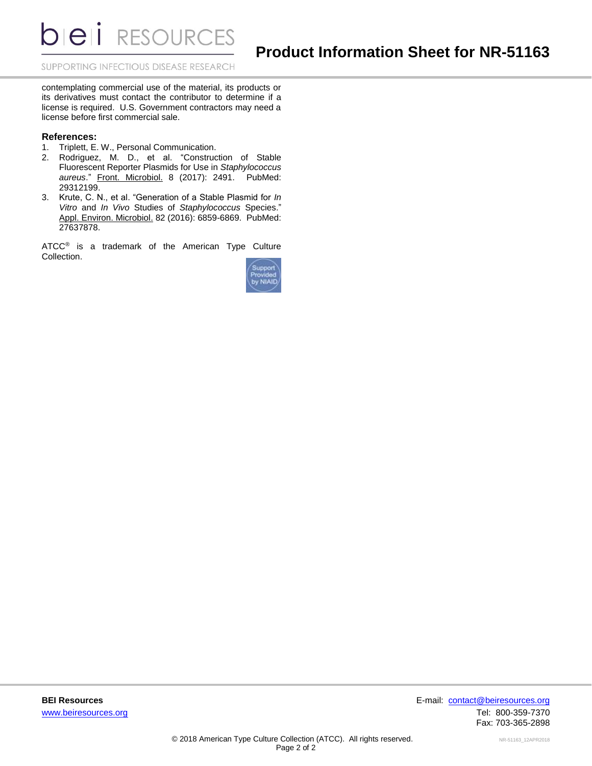contemplating commercial use of the material, its products or its derivatives must contact the contributor to determine if a license is required. U.S. Government contractors may need a license before first commercial sale.

**References:**

1. Triplett, E. W., Personal Communication.
2. Rodriguez, M. D., et al. "Construction of Stable Fluorescent Reporter Plasmids for Use in *Staphylococcus aureus*." Front. Microbiol. 8 (2017): 2491. PubMed: 29312199.
3. Krute, C. N., et al. "Generation of a Stable Plasmid for *In Vitro* and *In Vivo* Studies of *Staphylococcus* Species." Appl. Environ. Microbiol. 82 (2016): 6859-6869. PubMed: 27637878.

ATCC® is a trademark of the American Type Culture Collection.

Support Provided by NIAID

**BEI Resources**
www.beiresources.org

E-mail: contact@beiresources.org
Tel: 800-359-7370
Fax: 703-365-2898

© 2018 American Type Culture Collection (ATCC). All rights reserved.

NR-51163_12APR2018